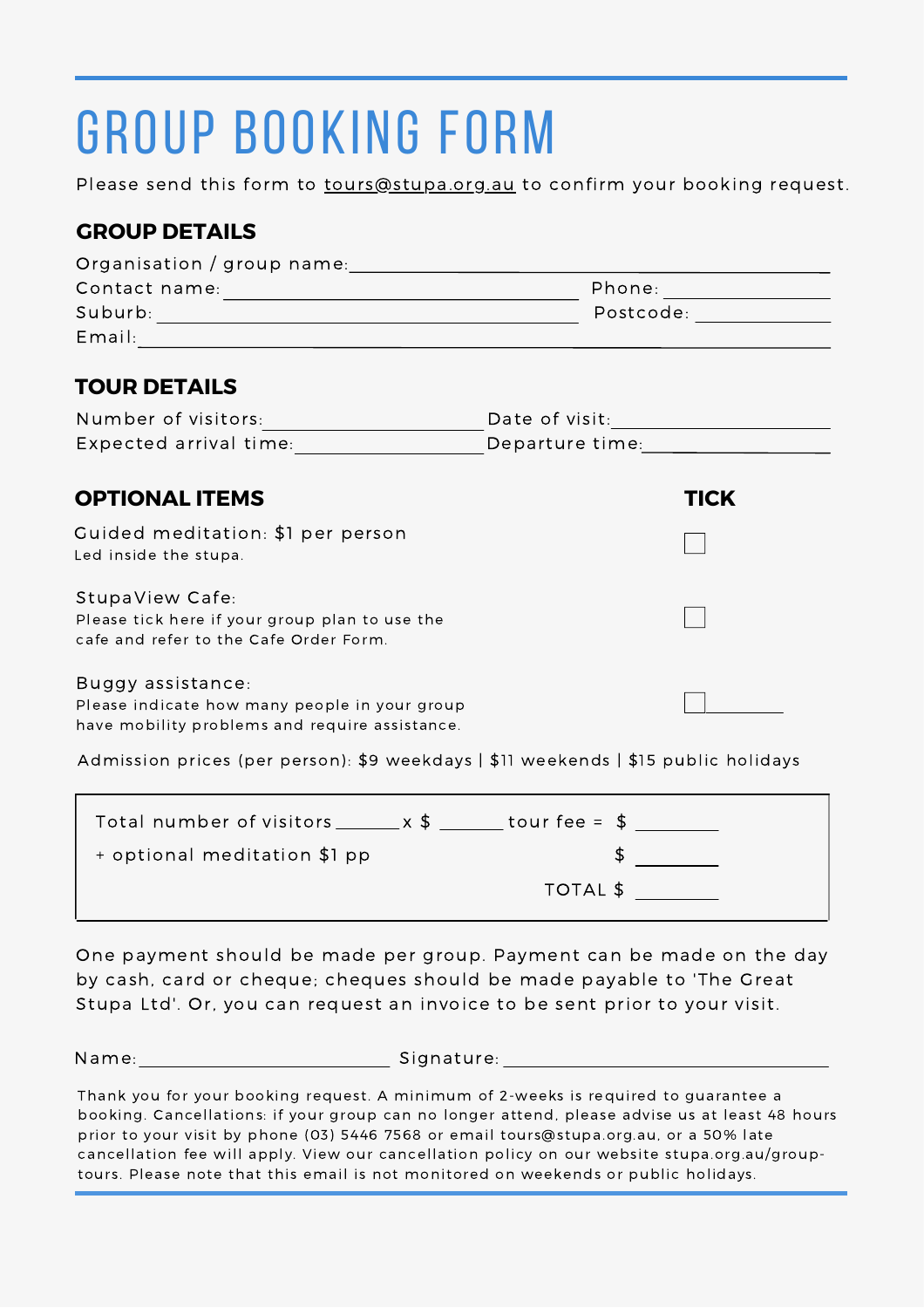# GROUP BOOKING FORM

Please send this form to tours@stupa.org.au to confirm your booking request.

## GROUP DETAILS

Organisation / group name: ______________________________

Contact name: ______________________________ Phone: ______________

Suburb: ______________________________ Postcode: ______________

Email: ______________________________

## TOUR DETAILS

Number of visitors: ______________ Date of visit: ______________

Expected arrival time: ______________ Departure time: ______________

## OPTIONAL ITEMS

| OPTIONAL ITEMS | TICK |
|---|---|
| Guided meditation: $1 per person<br>Led inside the stupa. | ☐ |
| StupaView Cafe:<br>Please tick here if your group plan to use the cafe and refer to the Cafe Order Form. | ☐ |
| Buggy assistance:<br>Please indicate how many people in your group have mobility problems and require assistance. | ☐ ________ |

Admission prices (per person): $9 weekdays | $11 weekends | $15 public holidays

Total number of visitors ______ x $ ______ tour fee = $ ________

+ optional meditation $1 pp $ ________

TOTAL $ ________

One payment should be made per group. Payment can be made on the day by cash, card or cheque; cheques should be made payable to 'The Great Stupa Ltd'. Or, you can request an invoice to be sent prior to your visit.

Name: ______________________ Signature: ______________________

Thank you for your booking request. A minimum of 2-weeks is required to guarantee a booking. Cancellations: if your group can no longer attend, please advise us at least 48 hours prior to your visit by phone (03) 5446 7568 or email tours@stupa.org.au, or a 50% late cancellation fee will apply. View our cancellation policy on our website stupa.org.au/group-tours. Please note that this email is not monitored on weekends or public holidays.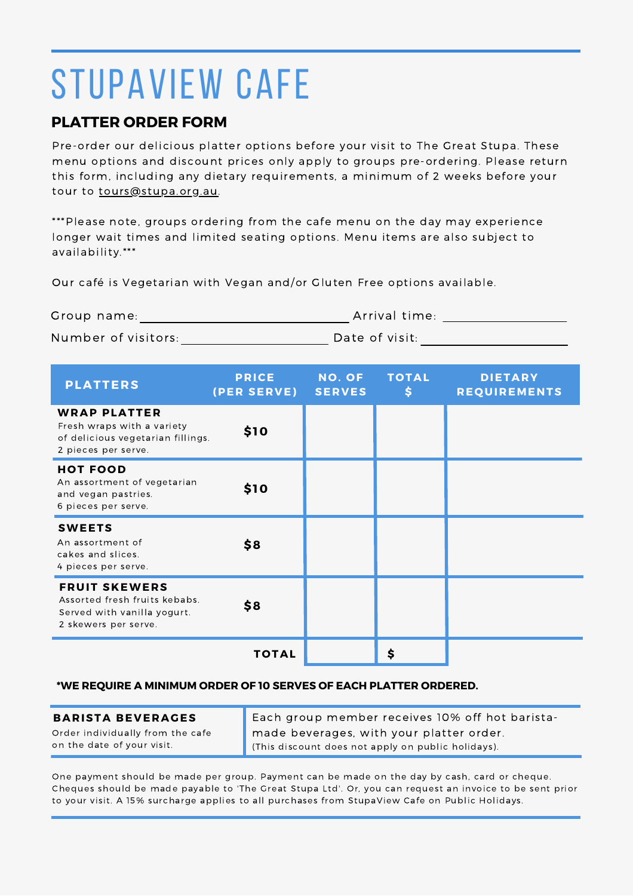# STUPAVIEW CAFE

## PLATTER ORDER FORM

Pre-order our delicious platter options before your visit to The Great Stupa. These menu options and discount prices only apply to groups pre-ordering. Please return this form, including any dietary requirements, a minimum of 2 weeks before your tour to tours@stupa.org.au.

***Please note, groups ordering from the cafe menu on the day may experience longer wait times and limited seating options. Menu items are also subject to availability.***

Our café is Vegetarian with Vegan and/or Gluten Free options available.

Group name: ____________________ Arrival time: ____________

Number of visitors: ______________ Date of visit: ____________

| PLATTERS | PRICE (PER SERVE) | NO. OF SERVES | TOTAL $ | DIETARY REQUIREMENTS |
|---|---|---|---|---|
| **WRAP PLATTER**<br>Fresh wraps with a variety of delicious vegetarian fillings.<br>2 pieces per serve. | **$10** | | | |
| **HOT FOOD**<br>An assortment of vegetarian and vegan pastries.<br>6 pieces per serve. | **$10** | | | |
| **SWEETS**<br>An assortment of cakes and slices.<br>4 pieces per serve. | **$8** | | | |
| **FRUIT SKEWERS**<br>Assorted fresh fruits kebabs. Served with vanilla yogurt.<br>2 skewers per serve. | **$8** | | | |
| | **TOTAL** | | **$** | |

***WE REQUIRE A MINIMUM ORDER OF 10 SERVES OF EACH PLATTER ORDERED.**

| | |
|---|---|
| **BARISTA BEVERAGES**<br>Order individually from the cafe on the date of your visit. | Each group member receives 10% off hot barista-made beverages, with your platter order.<br>(This discount does not apply on public holidays). |

One payment should be made per group. Payment can be made on the day by cash, card or cheque. Cheques should be made payable to 'The Great Stupa Ltd'. Or, you can request an invoice to be sent prior to your visit. A 15% surcharge applies to all purchases from StupaView Cafe on Public Holidays.